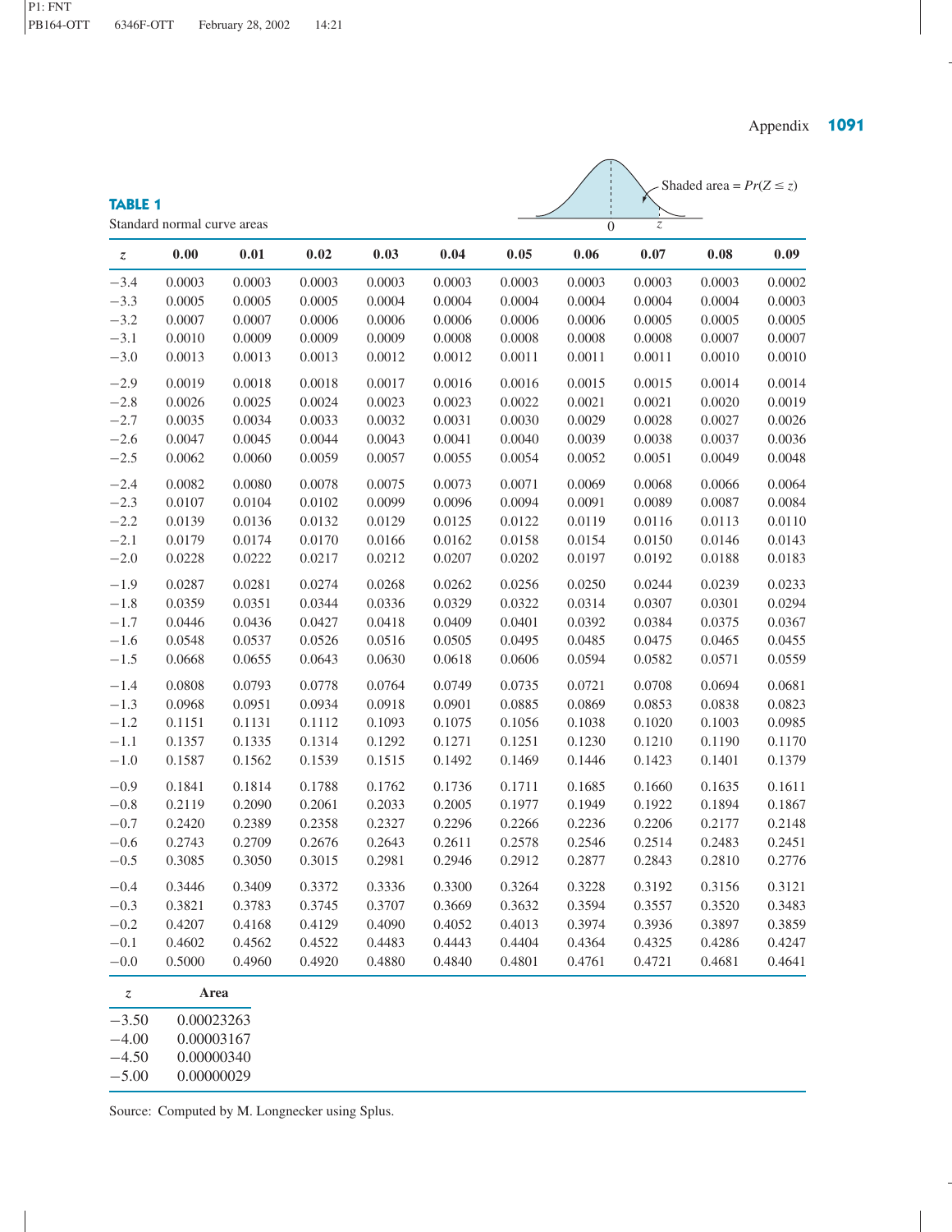**TABLE 1**

Standard normal curve areas

Shaded area = $Pr(Z \leq z)$

| $z$ | 0.00 | 0.01 | 0.02 | 0.03 | 0.04 | 0.05 | 0.06 | 0.07 | 0.08 | 0.09 |
|---|---|---|---|---|---|---|---|---|---|---|
| −3.4 | 0.0003 | 0.0003 | 0.0003 | 0.0003 | 0.0003 | 0.0003 | 0.0003 | 0.0003 | 0.0003 | 0.0002 |
| −3.3 | 0.0005 | 0.0005 | 0.0005 | 0.0004 | 0.0004 | 0.0004 | 0.0004 | 0.0004 | 0.0004 | 0.0003 |
| −3.2 | 0.0007 | 0.0007 | 0.0006 | 0.0006 | 0.0006 | 0.0006 | 0.0006 | 0.0005 | 0.0005 | 0.0005 |
| −3.1 | 0.0010 | 0.0009 | 0.0009 | 0.0009 | 0.0008 | 0.0008 | 0.0008 | 0.0008 | 0.0007 | 0.0007 |
| −3.0 | 0.0013 | 0.0013 | 0.0013 | 0.0012 | 0.0012 | 0.0011 | 0.0011 | 0.0011 | 0.0010 | 0.0010 |
| −2.9 | 0.0019 | 0.0018 | 0.0018 | 0.0017 | 0.0016 | 0.0016 | 0.0015 | 0.0015 | 0.0014 | 0.0014 |
| −2.8 | 0.0026 | 0.0025 | 0.0024 | 0.0023 | 0.0023 | 0.0022 | 0.0021 | 0.0021 | 0.0020 | 0.0019 |
| −2.7 | 0.0035 | 0.0034 | 0.0033 | 0.0032 | 0.0031 | 0.0030 | 0.0029 | 0.0028 | 0.0027 | 0.0026 |
| −2.6 | 0.0047 | 0.0045 | 0.0044 | 0.0043 | 0.0041 | 0.0040 | 0.0039 | 0.0038 | 0.0037 | 0.0036 |
| −2.5 | 0.0062 | 0.0060 | 0.0059 | 0.0057 | 0.0055 | 0.0054 | 0.0052 | 0.0051 | 0.0049 | 0.0048 |
| −2.4 | 0.0082 | 0.0080 | 0.0078 | 0.0075 | 0.0073 | 0.0071 | 0.0069 | 0.0068 | 0.0066 | 0.0064 |
| −2.3 | 0.0107 | 0.0104 | 0.0102 | 0.0099 | 0.0096 | 0.0094 | 0.0091 | 0.0089 | 0.0087 | 0.0084 |
| −2.2 | 0.0139 | 0.0136 | 0.0132 | 0.0129 | 0.0125 | 0.0122 | 0.0119 | 0.0116 | 0.0113 | 0.0110 |
| −2.1 | 0.0179 | 0.0174 | 0.0170 | 0.0166 | 0.0162 | 0.0158 | 0.0154 | 0.0150 | 0.0146 | 0.0143 |
| −2.0 | 0.0228 | 0.0222 | 0.0217 | 0.0212 | 0.0207 | 0.0202 | 0.0197 | 0.0192 | 0.0188 | 0.0183 |
| −1.9 | 0.0287 | 0.0281 | 0.0274 | 0.0268 | 0.0262 | 0.0256 | 0.0250 | 0.0244 | 0.0239 | 0.0233 |
| −1.8 | 0.0359 | 0.0351 | 0.0344 | 0.0336 | 0.0329 | 0.0322 | 0.0314 | 0.0307 | 0.0301 | 0.0294 |
| −1.7 | 0.0446 | 0.0436 | 0.0427 | 0.0418 | 0.0409 | 0.0401 | 0.0392 | 0.0384 | 0.0375 | 0.0367 |
| −1.6 | 0.0548 | 0.0537 | 0.0526 | 0.0516 | 0.0505 | 0.0495 | 0.0485 | 0.0475 | 0.0465 | 0.0455 |
| −1.5 | 0.0668 | 0.0655 | 0.0643 | 0.0630 | 0.0618 | 0.0606 | 0.0594 | 0.0582 | 0.0571 | 0.0559 |
| −1.4 | 0.0808 | 0.0793 | 0.0778 | 0.0764 | 0.0749 | 0.0735 | 0.0721 | 0.0708 | 0.0694 | 0.0681 |
| −1.3 | 0.0968 | 0.0951 | 0.0934 | 0.0918 | 0.0901 | 0.0885 | 0.0869 | 0.0853 | 0.0838 | 0.0823 |
| −1.2 | 0.1151 | 0.1131 | 0.1112 | 0.1093 | 0.1075 | 0.1056 | 0.1038 | 0.1020 | 0.1003 | 0.0985 |
| −1.1 | 0.1357 | 0.1335 | 0.1314 | 0.1292 | 0.1271 | 0.1251 | 0.1230 | 0.1210 | 0.1190 | 0.1170 |
| −1.0 | 0.1587 | 0.1562 | 0.1539 | 0.1515 | 0.1492 | 0.1469 | 0.1446 | 0.1423 | 0.1401 | 0.1379 |
| −0.9 | 0.1841 | 0.1814 | 0.1788 | 0.1762 | 0.1736 | 0.1711 | 0.1685 | 0.1660 | 0.1635 | 0.1611 |
| −0.8 | 0.2119 | 0.2090 | 0.2061 | 0.2033 | 0.2005 | 0.1977 | 0.1949 | 0.1922 | 0.1894 | 0.1867 |
| −0.7 | 0.2420 | 0.2389 | 0.2358 | 0.2327 | 0.2296 | 0.2266 | 0.2236 | 0.2206 | 0.2177 | 0.2148 |
| −0.6 | 0.2743 | 0.2709 | 0.2676 | 0.2643 | 0.2611 | 0.2578 | 0.2546 | 0.2514 | 0.2483 | 0.2451 |
| −0.5 | 0.3085 | 0.3050 | 0.3015 | 0.2981 | 0.2946 | 0.2912 | 0.2877 | 0.2843 | 0.2810 | 0.2776 |
| −0.4 | 0.3446 | 0.3409 | 0.3372 | 0.3336 | 0.3300 | 0.3264 | 0.3228 | 0.3192 | 0.3156 | 0.3121 |
| −0.3 | 0.3821 | 0.3783 | 0.3745 | 0.3707 | 0.3669 | 0.3632 | 0.3594 | 0.3557 | 0.3520 | 0.3483 |
| −0.2 | 0.4207 | 0.4168 | 0.4129 | 0.4090 | 0.4052 | 0.4013 | 0.3974 | 0.3936 | 0.3897 | 0.3859 |
| −0.1 | 0.4602 | 0.4562 | 0.4522 | 0.4483 | 0.4443 | 0.4404 | 0.4364 | 0.4325 | 0.4286 | 0.4247 |
| −0.0 | 0.5000 | 0.4960 | 0.4920 | 0.4880 | 0.4840 | 0.4801 | 0.4761 | 0.4721 | 0.4681 | 0.4641 |

| $z$ | Area |
|---|---|
| −3.50 | 0.00023263 |
| −4.00 | 0.00003167 |
| −4.50 | 0.00000340 |
| −5.00 | 0.00000029 |

Source: Computed by M. Longnecker using Splus.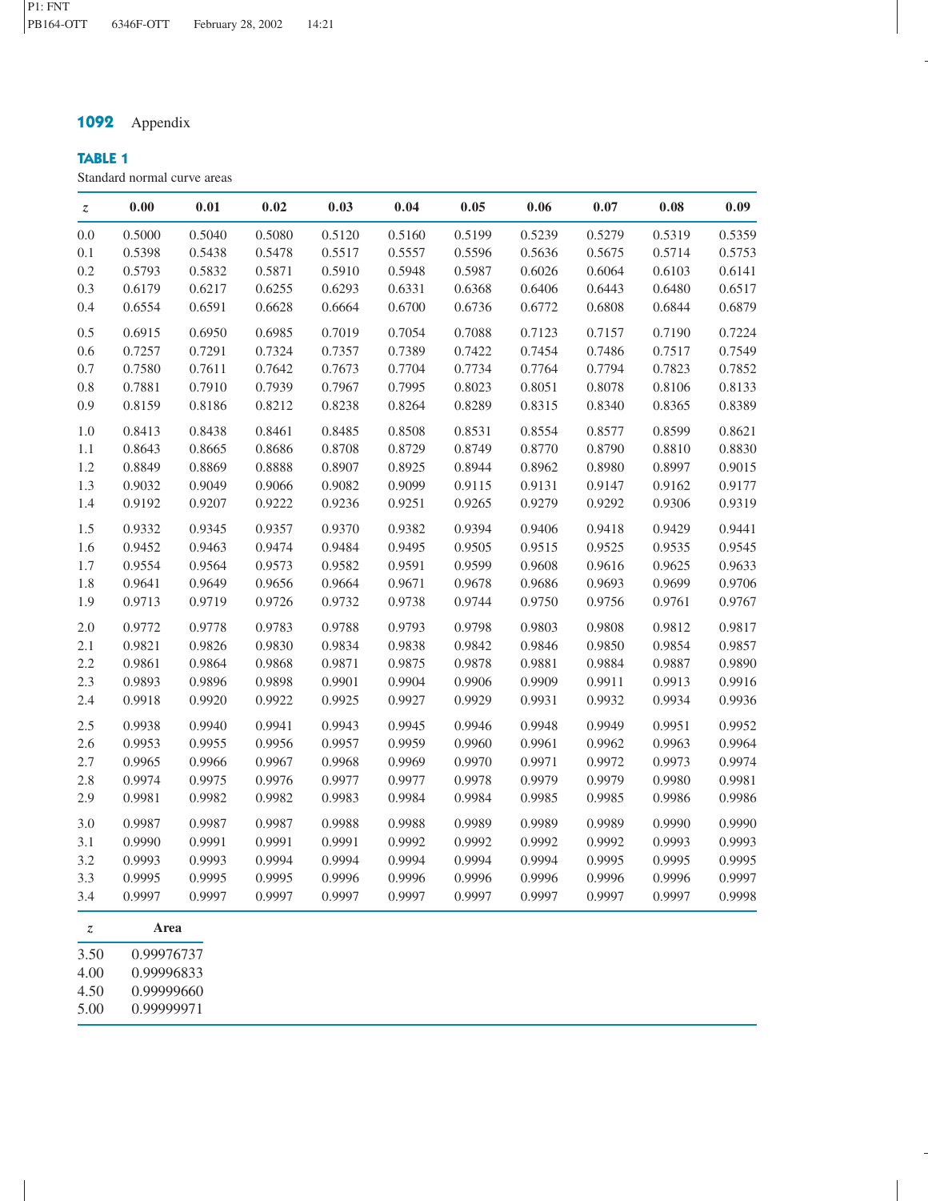**TABLE 1**

Standard normal curve areas

| $z$ | 0.00 | 0.01 | 0.02 | 0.03 | 0.04 | 0.05 | 0.06 | 0.07 | 0.08 | 0.09 |
|---|---|---|---|---|---|---|---|---|---|---|
| 0.0 | 0.5000 | 0.5040 | 0.5080 | 0.5120 | 0.5160 | 0.5199 | 0.5239 | 0.5279 | 0.5319 | 0.5359 |
| 0.1 | 0.5398 | 0.5438 | 0.5478 | 0.5517 | 0.5557 | 0.5596 | 0.5636 | 0.5675 | 0.5714 | 0.5753 |
| 0.2 | 0.5793 | 0.5832 | 0.5871 | 0.5910 | 0.5948 | 0.5987 | 0.6026 | 0.6064 | 0.6103 | 0.6141 |
| 0.3 | 0.6179 | 0.6217 | 0.6255 | 0.6293 | 0.6331 | 0.6368 | 0.6406 | 0.6443 | 0.6480 | 0.6517 |
| 0.4 | 0.6554 | 0.6591 | 0.6628 | 0.6664 | 0.6700 | 0.6736 | 0.6772 | 0.6808 | 0.6844 | 0.6879 |
| 0.5 | 0.6915 | 0.6950 | 0.6985 | 0.7019 | 0.7054 | 0.7088 | 0.7123 | 0.7157 | 0.7190 | 0.7224 |
| 0.6 | 0.7257 | 0.7291 | 0.7324 | 0.7357 | 0.7389 | 0.7422 | 0.7454 | 0.7486 | 0.7517 | 0.7549 |
| 0.7 | 0.7580 | 0.7611 | 0.7642 | 0.7673 | 0.7704 | 0.7734 | 0.7764 | 0.7794 | 0.7823 | 0.7852 |
| 0.8 | 0.7881 | 0.7910 | 0.7939 | 0.7967 | 0.7995 | 0.8023 | 0.8051 | 0.8078 | 0.8106 | 0.8133 |
| 0.9 | 0.8159 | 0.8186 | 0.8212 | 0.8238 | 0.8264 | 0.8289 | 0.8315 | 0.8340 | 0.8365 | 0.8389 |
| 1.0 | 0.8413 | 0.8438 | 0.8461 | 0.8485 | 0.8508 | 0.8531 | 0.8554 | 0.8577 | 0.8599 | 0.8621 |
| 1.1 | 0.8643 | 0.8665 | 0.8686 | 0.8708 | 0.8729 | 0.8749 | 0.8770 | 0.8790 | 0.8810 | 0.8830 |
| 1.2 | 0.8849 | 0.8869 | 0.8888 | 0.8907 | 0.8925 | 0.8944 | 0.8962 | 0.8980 | 0.8997 | 0.9015 |
| 1.3 | 0.9032 | 0.9049 | 0.9066 | 0.9082 | 0.9099 | 0.9115 | 0.9131 | 0.9147 | 0.9162 | 0.9177 |
| 1.4 | 0.9192 | 0.9207 | 0.9222 | 0.9236 | 0.9251 | 0.9265 | 0.9279 | 0.9292 | 0.9306 | 0.9319 |
| 1.5 | 0.9332 | 0.9345 | 0.9357 | 0.9370 | 0.9382 | 0.9394 | 0.9406 | 0.9418 | 0.9429 | 0.9441 |
| 1.6 | 0.9452 | 0.9463 | 0.9474 | 0.9484 | 0.9495 | 0.9505 | 0.9515 | 0.9525 | 0.9535 | 0.9545 |
| 1.7 | 0.9554 | 0.9564 | 0.9573 | 0.9582 | 0.9591 | 0.9599 | 0.9608 | 0.9616 | 0.9625 | 0.9633 |
| 1.8 | 0.9641 | 0.9649 | 0.9656 | 0.9664 | 0.9671 | 0.9678 | 0.9686 | 0.9693 | 0.9699 | 0.9706 |
| 1.9 | 0.9713 | 0.9719 | 0.9726 | 0.9732 | 0.9738 | 0.9744 | 0.9750 | 0.9756 | 0.9761 | 0.9767 |
| 2.0 | 0.9772 | 0.9778 | 0.9783 | 0.9788 | 0.9793 | 0.9798 | 0.9803 | 0.9808 | 0.9812 | 0.9817 |
| 2.1 | 0.9821 | 0.9826 | 0.9830 | 0.9834 | 0.9838 | 0.9842 | 0.9846 | 0.9850 | 0.9854 | 0.9857 |
| 2.2 | 0.9861 | 0.9864 | 0.9868 | 0.9871 | 0.9875 | 0.9878 | 0.9881 | 0.9884 | 0.9887 | 0.9890 |
| 2.3 | 0.9893 | 0.9896 | 0.9898 | 0.9901 | 0.9904 | 0.9906 | 0.9909 | 0.9911 | 0.9913 | 0.9916 |
| 2.4 | 0.9918 | 0.9920 | 0.9922 | 0.9925 | 0.9927 | 0.9929 | 0.9931 | 0.9932 | 0.9934 | 0.9936 |
| 2.5 | 0.9938 | 0.9940 | 0.9941 | 0.9943 | 0.9945 | 0.9946 | 0.9948 | 0.9949 | 0.9951 | 0.9952 |
| 2.6 | 0.9953 | 0.9955 | 0.9956 | 0.9957 | 0.9959 | 0.9960 | 0.9961 | 0.9962 | 0.9963 | 0.9964 |
| 2.7 | 0.9965 | 0.9966 | 0.9967 | 0.9968 | 0.9969 | 0.9970 | 0.9971 | 0.9972 | 0.9973 | 0.9974 |
| 2.8 | 0.9974 | 0.9975 | 0.9976 | 0.9977 | 0.9977 | 0.9978 | 0.9979 | 0.9979 | 0.9980 | 0.9981 |
| 2.9 | 0.9981 | 0.9982 | 0.9982 | 0.9983 | 0.9984 | 0.9984 | 0.9985 | 0.9985 | 0.9986 | 0.9986 |
| 3.0 | 0.9987 | 0.9987 | 0.9987 | 0.9988 | 0.9988 | 0.9989 | 0.9989 | 0.9989 | 0.9990 | 0.9990 |
| 3.1 | 0.9990 | 0.9991 | 0.9991 | 0.9991 | 0.9992 | 0.9992 | 0.9992 | 0.9992 | 0.9993 | 0.9993 |
| 3.2 | 0.9993 | 0.9993 | 0.9994 | 0.9994 | 0.9994 | 0.9994 | 0.9994 | 0.9995 | 0.9995 | 0.9995 |
| 3.3 | 0.9995 | 0.9995 | 0.9995 | 0.9996 | 0.9996 | 0.9996 | 0.9996 | 0.9996 | 0.9996 | 0.9997 |
| 3.4 | 0.9997 | 0.9997 | 0.9997 | 0.9997 | 0.9997 | 0.9997 | 0.9997 | 0.9997 | 0.9997 | 0.9998 |

| $z$ | Area |
|---|---|
| 3.50 | 0.99976737 |
| 4.00 | 0.99996833 |
| 4.50 | 0.99999660 |
| 5.00 | 0.99999971 |